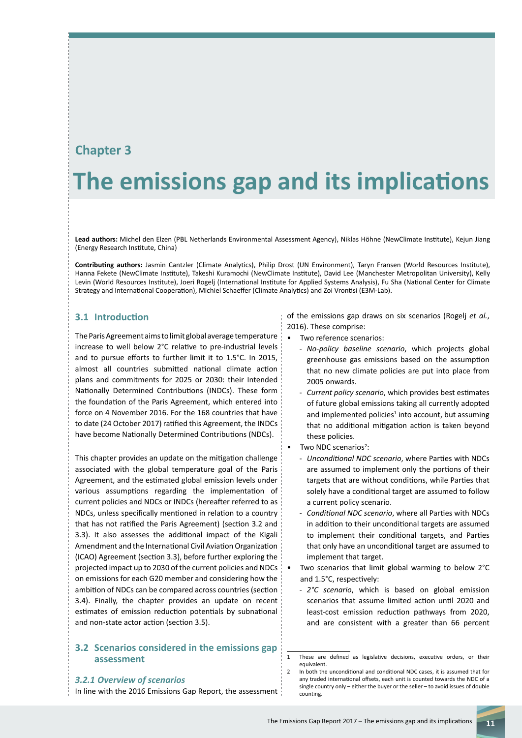## Chapter 3

# The emissions gap and its implications

**Lead authors:** Michel den Elzen (PBL Netherlands Environmental Assessment Agency), Niklas Höhne (NewClimate Institute), Kejun Jiang (Energy Research Institute, China)

**Contributing authors:** Jasmin Cantzler (Climate Analytics), Philip Drost (UN Environment), Taryn Fransen (World Resources Institute), Hanna Fekete (NewClimate Institute), Takeshi Kuramochi (NewClimate Institute), David Lee (Manchester Metropolitan University), Kelly Levin (World Resources Institute), Joeri Rogelj (International Institute for Applied Systems Analysis), Fu Sha (National Center for Climate Strategy and International Cooperation), Michiel Schaeffer (Climate Analytics) and Zoi Vrontisi (E3M-Lab).

## 3.1 Introduction

The Paris Agreement aims to limit global average temperature increase to well below 2°C relative to pre-industrial levels and to pursue efforts to further limit it to 1.5°C. In 2015, almost all countries submitted national climate action plans and commitments for 2025 or 2030: their Intended Nationally Determined Contributions (INDCs). These form the foundation of the Paris Agreement, which entered into force on 4 November 2016. For the 168 countries that have to date (24 October 2017) ratified this Agreement, the INDCs have become Nationally Determined Contributions (NDCs).

This chapter provides an update on the mitigation challenge associated with the global temperature goal of the Paris Agreement, and the estimated global emission levels under various assumptions regarding the implementation of current policies and NDCs or INDCs (hereafter referred to as NDCs, unless specifically mentioned in relation to a country that has not ratified the Paris Agreement) (section 3.2 and 3.3). It also assesses the additional impact of the Kigali Amendment and the International Civil Aviation Organization (ICAO) Agreement (section 3.3), before further exploring the projected impact up to 2030 of the current policies and NDCs on emissions for each G20 member and considering how the ambition of NDCs can be compared across countries (section 3.4). Finally, the chapter provides an update on recent estimates of emission reduction potentials by subnational and non-state actor action (section 3.5).

## 3.2 Scenarios considered in the emissions gap assessment

### *3.2.1 Overview of scenarios*

In line with the 2016 Emissions Gap Report, the assessment of the emissions gap draws on six scenarios (Rogelj *et al.*, 2016). These comprise:

- Two reference scenarios:
  - *No-policy baseline scenario*, which projects global greenhouse gas emissions based on the assumption that no new climate policies are put into place from 2005 onwards.
  - *Current policy scenario*, which provides best estimates of future global emissions taking all currently adopted and implemented policies[1] into account, but assuming that no additional mitigation action is taken beyond these policies.
- Two NDC scenarios[2]:
  - *Unconditional NDC scenario*, where Parties with NDCs are assumed to implement only the portions of their targets that are without conditions, while Parties that solely have a conditional target are assumed to follow a current policy scenario.
  - *Conditional NDC scenario*, where all Parties with NDCs in addition to their unconditional targets are assumed to implement their conditional targets, and Parties that only have an unconditional target are assumed to implement that target.
- Two scenarios that limit global warming to below 2°C and 1.5°C, respectively:
  - *2°C scenario*, which is based on global emission scenarios that assume limited action until 2020 and least-cost emission reduction pathways from 2020, and are consistent with a greater than 66 percent

---

1 These are defined as legislative decisions, executive orders, or their equivalent.

2 In both the unconditional and conditional NDC cases, it is assumed that for any traded international offsets, each unit is counted towards the NDC of a single country only – either the buyer or the seller – to avoid issues of double counting.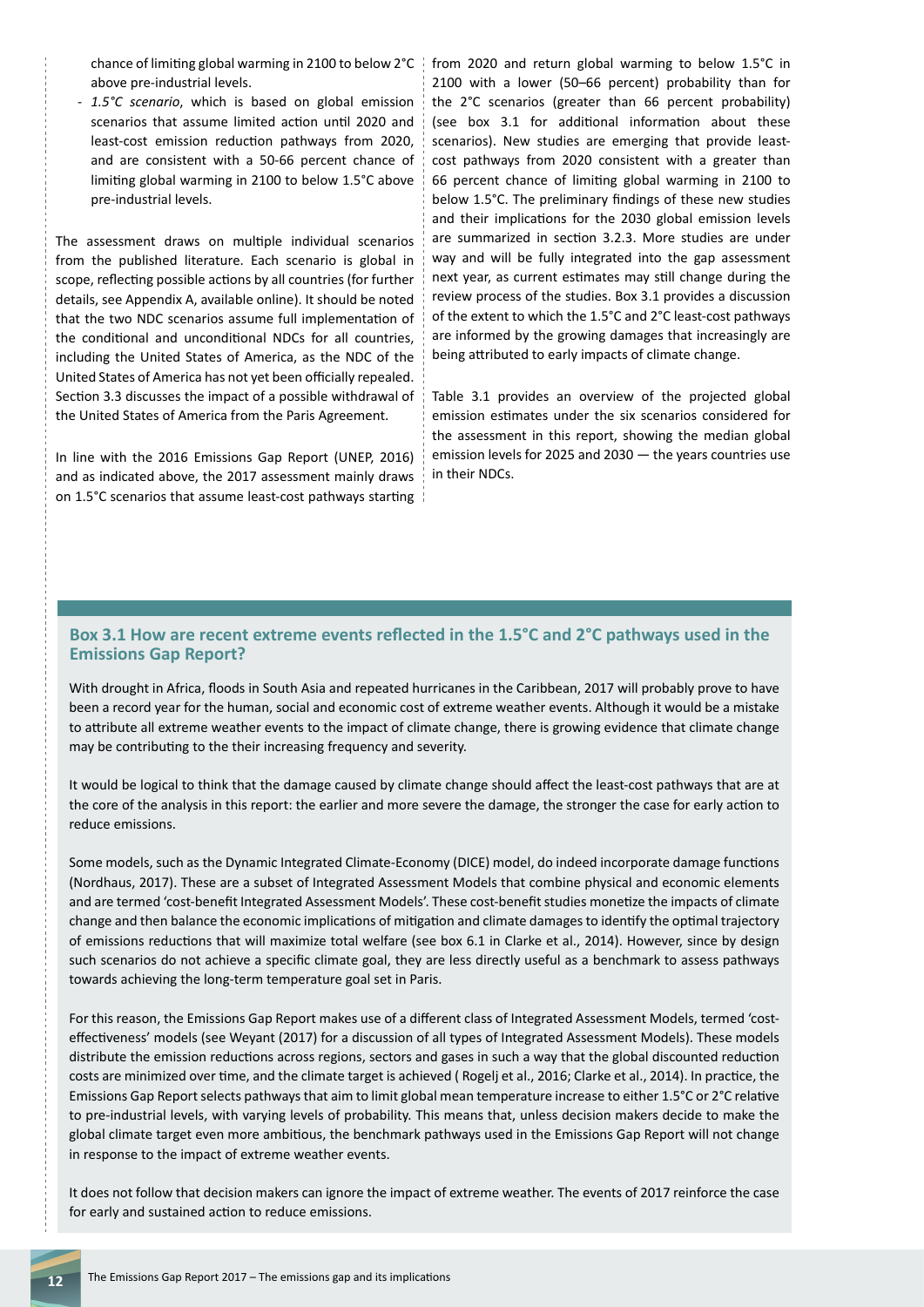chance of limiting global warming in 2100 to below 2°C above pre-industrial levels.

- *1.5°C scenario*, which is based on global emission scenarios that assume limited action until 2020 and least-cost emission reduction pathways from 2020, and are consistent with a 50-66 percent chance of limiting global warming in 2100 to below 1.5°C above pre-industrial levels.

The assessment draws on multiple individual scenarios from the published literature. Each scenario is global in scope, reflecting possible actions by all countries (for further details, see Appendix A, available online). It should be noted that the two NDC scenarios assume full implementation of the conditional and unconditional NDCs for all countries, including the United States of America, as the NDC of the United States of America has not yet been officially repealed. Section 3.3 discusses the impact of a possible withdrawal of the United States of America from the Paris Agreement.

In line with the 2016 Emissions Gap Report (UNEP, 2016) and as indicated above, the 2017 assessment mainly draws on 1.5°C scenarios that assume least-cost pathways starting from 2020 and return global warming to below 1.5°C in 2100 with a lower (50–66 percent) probability than for the 2°C scenarios (greater than 66 percent probability) (see box 3.1 for additional information about these scenarios). New studies are emerging that provide least-cost pathways from 2020 consistent with a greater than 66 percent chance of limiting global warming in 2100 to below 1.5°C. The preliminary findings of these new studies and their implications for the 2030 global emission levels are summarized in section 3.2.3. More studies are under way and will be fully integrated into the gap assessment next year, as current estimates may still change during the review process of the studies. Box 3.1 provides a discussion of the extent to which the 1.5°C and 2°C least-cost pathways are informed by the growing damages that increasingly are being attributed to early impacts of climate change.

Table 3.1 provides an overview of the projected global emission estimates under the six scenarios considered for the assessment in this report, showing the median global emission levels for 2025 and 2030 — the years countries use in their NDCs.

### Box 3.1 How are recent extreme events reflected in the 1.5°C and 2°C pathways used in the Emissions Gap Report?

With drought in Africa, floods in South Asia and repeated hurricanes in the Caribbean, 2017 will probably prove to have been a record year for the human, social and economic cost of extreme weather events. Although it would be a mistake to attribute all extreme weather events to the impact of climate change, there is growing evidence that climate change may be contributing to the their increasing frequency and severity.

It would be logical to think that the damage caused by climate change should affect the least-cost pathways that are at the core of the analysis in this report: the earlier and more severe the damage, the stronger the case for early action to reduce emissions.

Some models, such as the Dynamic Integrated Climate-Economy (DICE) model, do indeed incorporate damage functions (Nordhaus, 2017). These are a subset of Integrated Assessment Models that combine physical and economic elements and are termed 'cost-benefit Integrated Assessment Models'. These cost-benefit studies monetize the impacts of climate change and then balance the economic implications of mitigation and climate damages to identify the optimal trajectory of emissions reductions that will maximize total welfare (see box 6.1 in Clarke et al., 2014). However, since by design such scenarios do not achieve a specific climate goal, they are less directly useful as a benchmark to assess pathways towards achieving the long-term temperature goal set in Paris.

For this reason, the Emissions Gap Report makes use of a different class of Integrated Assessment Models, termed 'cost-effectiveness' models (see Weyant (2017) for a discussion of all types of Integrated Assessment Models). These models distribute the emission reductions across regions, sectors and gases in such a way that the global discounted reduction costs are minimized over time, and the climate target is achieved ( Rogelj et al., 2016; Clarke et al., 2014). In practice, the Emissions Gap Report selects pathways that aim to limit global mean temperature increase to either 1.5°C or 2°C relative to pre-industrial levels, with varying levels of probability. This means that, unless decision makers decide to make the global climate target even more ambitious, the benchmark pathways used in the Emissions Gap Report will not change in response to the impact of extreme weather events.

It does not follow that decision makers can ignore the impact of extreme weather. The events of 2017 reinforce the case for early and sustained action to reduce emissions.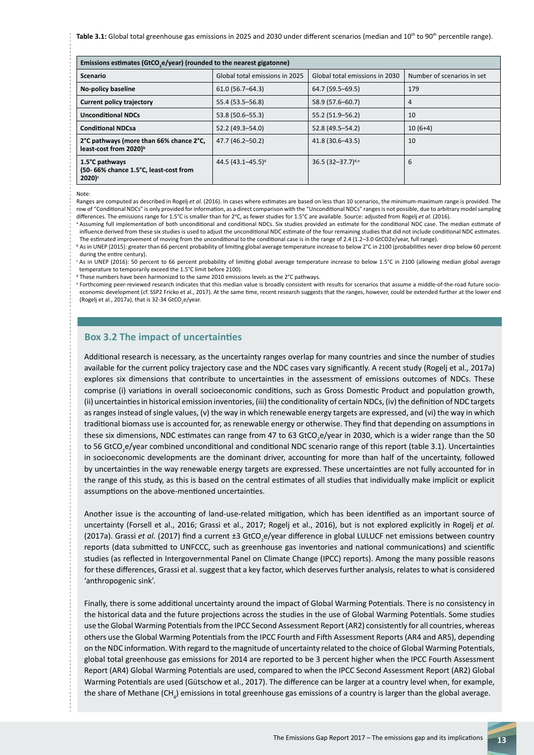**Table 3.1:** Global total greenhouse gas emissions in 2025 and 2030 under different scenarios (median and 10[th] to 90[th] percentile range).

| Emissions estimates ($GtCO_2e$/year) (rounded to the nearest gigatonne) | | | |
|---|---|---|---|
| **Scenario** | Global total emissions in 2025 | Global total emissions in 2030 | Number of scenarios in set |
| **No-policy baseline** | 61.0 (56.7–64.3) | 64.7 (59.5–69.5) | 179 |
| **Current policy trajectory** | 55.4 (53.5–56.8) | 58.9 (57.6–60.7) | 4 |
| **Unconditional NDCs** | 53.8 (50.6–55.3) | 55.2 (51.9–56.2) | 10 |
| **Conditional NDCsa** | 52.2 (49.3–54.0) | 52.8 (49.5–54.2) | 10 (6+4) |
| **2°C pathways (more than 66% chance 2°C, least-cost from 2020)[b]** | 47.7 (46.2–50.2) | 41.8 (30.6–43.5) | 10 |
| **1.5°C pathways (50- 66% chance 1.5°C, least-cost from 2020)[c]** | 44.5 (43.1–45.5)[d] | 36.5 (32–37.7)[d,e] | 6 |

Note:

Ranges are computed as described in Rogelj *et al.* (2016). In cases where estimates are based on less than 10 scenarios, the minimum-maximum range is provided. The row of "Conditional NDCs" is only provided for information, as a direct comparison with the "Unconditional NDCs" ranges is not possible, due to arbitrary model sampling differences. The emissions range for 1.5°C is smaller than for 2°C, as fewer studies for 1.5°C are available. Source: adjusted from Rogelj *et al.* (2016).

[a] Assuming full implementation of both unconditional and conditional NDCs. Six studies provided an estimate for the conditional NDC case. The median estimate of influence derived from these six studies is used to adjust the unconditional NDC estimate of the four remaining studies that did not include conditional NDC estimates. The estimated improvement of moving from the unconditional to the conditional case is in the range of 2.4 (1.2–3.0 GtCO2e/year, full range).

[b] As in UNEP (2015): greater than 66 percent probability of limiting global average temperature increase to below 2°C in 2100 (probabilities never drop below 60 percent during the entire century).

[c] As in UNEP (2016): 50 percent to 66 percent probability of limiting global average temperature increase to below 1.5°C in 2100 (allowing median global average temperature to temporarily exceed the 1.5°C limit before 2100).

[d] These numbers have been harmonized to the same 2010 emissions levels as the 2°C pathways.

[e] Forthcoming peer-reviewed research indicates that this median value is broadly consistent with results for scenarios that assume a middle-of-the-road future socio-economic development (cf. SSP2 Fricko et al., 2017). At the same time, recent research suggests that the ranges, however, could be extended further at the lower end (Rogelj et al., 2017a), that is 32-34 $GtCO_2e$/year.

## Box 3.2 The impact of uncertainties

Additional research is necessary, as the uncertainty ranges overlap for many countries and since the number of studies available for the current policy trajectory case and the NDC cases vary significantly. A recent study (Rogelj et al., 2017a) explores six dimensions that contribute to uncertainties in the assessment of emissions outcomes of NDCs. These comprise (i) variations in overall socioeconomic conditions, such as Gross Domestic Product and population growth, (ii) uncertainties in historical emission inventories, (iii) the conditionality of certain NDCs, (iv) the definition of NDC targets as ranges instead of single values, (v) the way in which renewable energy targets are expressed, and (vi) the way in which traditional biomass use is accounted for, as renewable energy or otherwise. They find that depending on assumptions in these six dimensions, NDC estimates can range from 47 to 63 $GtCO_2e$/year in 2030, which is a wider range than the 50 to 56 $GtCO_2e$/year combined unconditional and conditional NDC scenario range of this report (table 3.1). Uncertainties in socioeconomic developments are the dominant driver, accounting for more than half of the uncertainty, followed by uncertainties in the way renewable energy targets are expressed. These uncertainties are not fully accounted for in the range of this study, as this is based on the central estimates of all studies that individually make implicit or explicit assumptions on the above-mentioned uncertainties.

Another issue is the accounting of land-use-related mitigation, which has been identified as an important source of uncertainty (Forsell et al., 2016; Grassi et al., 2017; Rogelj et al., 2016), but is not explored explicitly in Rogelj *et al.* (2017a). Grassi *et al.* (2017) find a current ±3 $GtCO_2e$/year difference in global LULUCF net emissions between country reports (data submitted to UNFCCC, such as greenhouse gas inventories and national communications) and scientific studies (as reflected in Intergovernmental Panel on Climate Change (IPCC) reports). Among the many possible reasons for these differences, Grassi et al. suggest that a key factor, which deserves further analysis, relates to what is considered 'anthropogenic sink'.

Finally, there is some additional uncertainty around the impact of Global Warming Potentials. There is no consistency in the historical data and the future projections across the studies in the use of Global Warming Potentials. Some studies use the Global Warming Potentials from the IPCC Second Assessment Report (AR2) consistently for all countries, whereas others use the Global Warming Potentials from the IPCC Fourth and Fifth Assessment Reports (AR4 and AR5), depending on the NDC information. With regard to the magnitude of uncertainty related to the choice of Global Warming Potentials, global total greenhouse gas emissions for 2014 are reported to be 3 percent higher when the IPCC Fourth Assessment Report (AR4) Global Warming Potentials are used, compared to when the IPCC Second Assessment Report (AR2) Global Warming Potentials are used (Gütschow et al., 2017). The difference can be larger at a country level when, for example, the share of Methane ($CH_4$) emissions in total greenhouse gas emissions of a country is larger than the global average.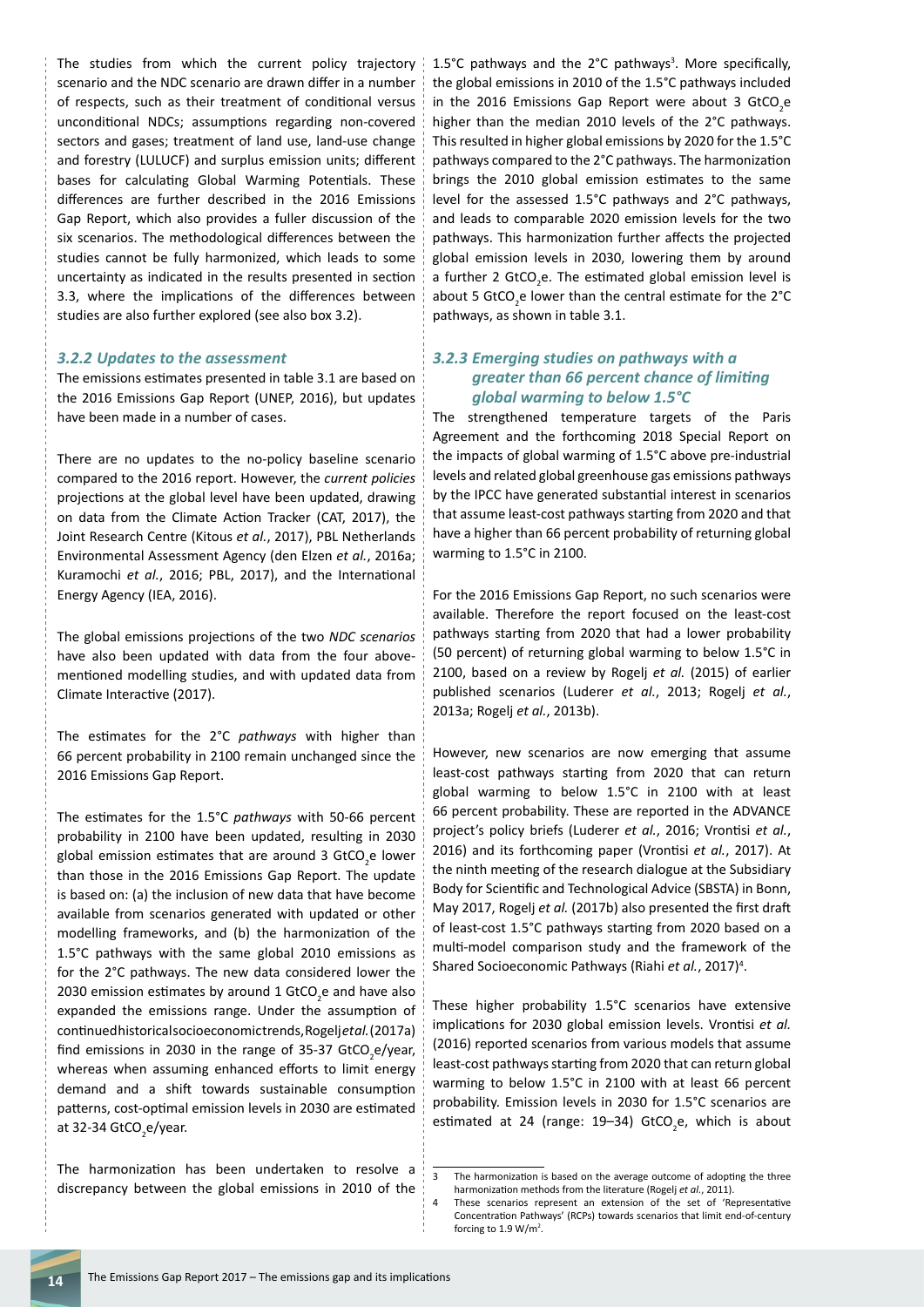The studies from which the current policy trajectory scenario and the NDC scenario are drawn differ in a number of respects, such as their treatment of conditional versus unconditional NDCs; assumptions regarding non-covered sectors and gases; treatment of land use, land-use change and forestry (LULUCF) and surplus emission units; different bases for calculating Global Warming Potentials. These differences are further described in the 2016 Emissions Gap Report, which also provides a fuller discussion of the six scenarios. The methodological differences between the studies cannot be fully harmonized, which leads to some uncertainty as indicated in the results presented in section 3.3, where the implications of the differences between studies are also further explored (see also box 3.2).

### *3.2.2 Updates to the assessment*

The emissions estimates presented in table 3.1 are based on the 2016 Emissions Gap Report (UNEP, 2016), but updates have been made in a number of cases.

There are no updates to the no-policy baseline scenario compared to the 2016 report. However, the *current policies* projections at the global level have been updated, drawing on data from the Climate Action Tracker (CAT, 2017), the Joint Research Centre (Kitous *et al.*, 2017), PBL Netherlands Environmental Assessment Agency (den Elzen *et al.*, 2016a; Kuramochi *et al.*, 2016; PBL, 2017), and the International Energy Agency (IEA, 2016).

The global emissions projections of the two *NDC scenarios* have also been updated with data from the four above-mentioned modelling studies, and with updated data from Climate Interactive (2017).

The estimates for the 2°C *pathways* with higher than 66 percent probability in 2100 remain unchanged since the 2016 Emissions Gap Report.

The estimates for the 1.5°C *pathways* with 50-66 percent probability in 2100 have been updated, resulting in 2030 global emission estimates that are around 3 $GtCO_2e$ lower than those in the 2016 Emissions Gap Report. The update is based on: (a) the inclusion of new data that have become available from scenarios generated with updated or other modelling frameworks, and (b) the harmonization of the 1.5°C pathways with the same global 2010 emissions as for the 2°C pathways. The new data considered lower the 2030 emission estimates by around 1 $GtCO_2e$ and have also expanded the emissions range. Under the assumption of continued historical socioeconomic trends, Rogelj *et al.* (2017a) find emissions in 2030 in the range of 35-37 $GtCO_2e$/year, whereas when assuming enhanced efforts to limit energy demand and a shift towards sustainable consumption patterns, cost-optimal emission levels in 2030 are estimated at 32-34 $GtCO_2e$/year.

The harmonization has been undertaken to resolve a discrepancy between the global emissions in 2010 of the 1.5°C pathways and the 2°C pathways[3]. More specifically, the global emissions in 2010 of the 1.5°C pathways included in the 2016 Emissions Gap Report were about 3 $GtCO_2e$ higher than the median 2010 levels of the 2°C pathways. This resulted in higher global emissions by 2020 for the 1.5°C pathways compared to the 2°C pathways. The harmonization brings the 2010 global emission estimates to the same level for the assessed 1.5°C pathways and 2°C pathways, and leads to comparable 2020 emission levels for the two pathways. This harmonization further affects the projected global emission levels in 2030, lowering them by around a further 2 $GtCO_2e$. The estimated global emission level is about 5 $GtCO_2e$ lower than the central estimate for the 2°C pathways, as shown in table 3.1.

### *3.2.3 Emerging studies on pathways with a greater than 66 percent chance of limiting global warming to below 1.5°C*

The strengthened temperature targets of the Paris Agreement and the forthcoming 2018 Special Report on the impacts of global warming of 1.5°C above pre-industrial levels and related global greenhouse gas emissions pathways by the IPCC have generated substantial interest in scenarios that assume least-cost pathways starting from 2020 and that have a higher than 66 percent probability of returning global warming to 1.5°C in 2100.

For the 2016 Emissions Gap Report, no such scenarios were available. Therefore the report focused on the least-cost pathways starting from 2020 that had a lower probability (50 percent) of returning global warming to below 1.5°C in 2100, based on a review by Rogelj *et al.* (2015) of earlier published scenarios (Luderer *et al.*, 2013; Rogelj *et al.*, 2013a; Rogelj *et al.*, 2013b).

However, new scenarios are now emerging that assume least-cost pathways starting from 2020 that can return global warming to below 1.5°C in 2100 with at least 66 percent probability. These are reported in the ADVANCE project's policy briefs (Luderer *et al.*, 2016; Vrontisi *et al.*, 2016) and its forthcoming paper (Vrontisi *et al.*, 2017). At the ninth meeting of the research dialogue at the Subsidiary Body for Scientific and Technological Advice (SBSTA) in Bonn, May 2017, Rogelj *et al.* (2017b) also presented the first draft of least-cost 1.5°C pathways starting from 2020 based on a multi-model comparison study and the framework of the Shared Socioeconomic Pathways (Riahi *et al.*, 2017)[4].

These higher probability 1.5°C scenarios have extensive implications for 2030 global emission levels. Vrontisi *et al.* (2016) reported scenarios from various models that assume least-cost pathways starting from 2020 that can return global warming to below 1.5°C in 2100 with at least 66 percent probability. Emission levels in 2030 for 1.5°C scenarios are estimated at 24 (range: 19–34) $GtCO_2e$, which is about

---

[3] The harmonization is based on the average outcome of adopting the three harmonization methods from the literature (Rogelj *et al.*, 2011).

[4] These scenarios represent an extension of the set of 'Representative Concentration Pathways' (RCPs) towards scenarios that limit end-of-century forcing to 1.9 $W/m^2$.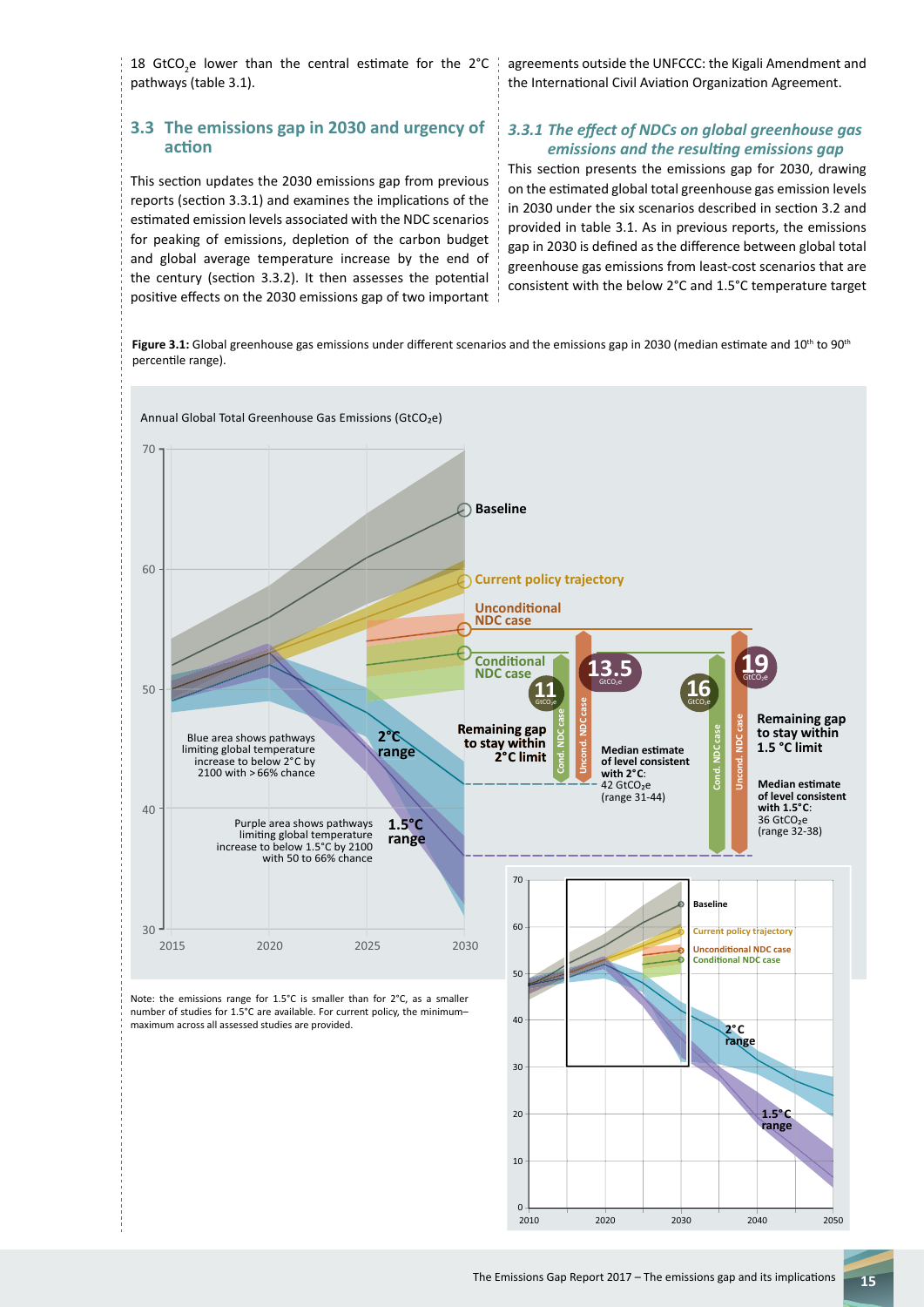18 $GtCO_2e$ lower than the central estimate for the 2°C pathways (table 3.1).

## 3.3 The emissions gap in 2030 and urgency of action

This section updates the 2030 emissions gap from previous reports (section 3.3.1) and examines the implications of the estimated emission levels associated with the NDC scenarios for peaking of emissions, depletion of the carbon budget and global average temperature increase by the end of the century (section 3.3.2). It then assesses the potential positive effects on the 2030 emissions gap of two important agreements outside the UNFCCC: the Kigali Amendment and the International Civil Aviation Organization Agreement.

### *3.3.1 The effect of NDCs on global greenhouse gas emissions and the resulting emissions gap*

This section presents the emissions gap for 2030, drawing on the estimated global total greenhouse gas emission levels in 2030 under the six scenarios described in section 3.2 and provided in table 3.1. As in previous reports, the emissions gap in 2030 is defined as the difference between global total greenhouse gas emissions from least-cost scenarios that are consistent with the below 2°C and 1.5°C temperature target

**Figure 3.1:** Global greenhouse gas emissions under different scenarios and the emissions gap in 2030 (median estimate and 10th to 90th percentile range).

Note: the emissions range for 1.5°C is smaller than for 2°C, as a smaller number of studies for 1.5°C are available. For current policy, the minimum–maximum across all assessed studies are provided.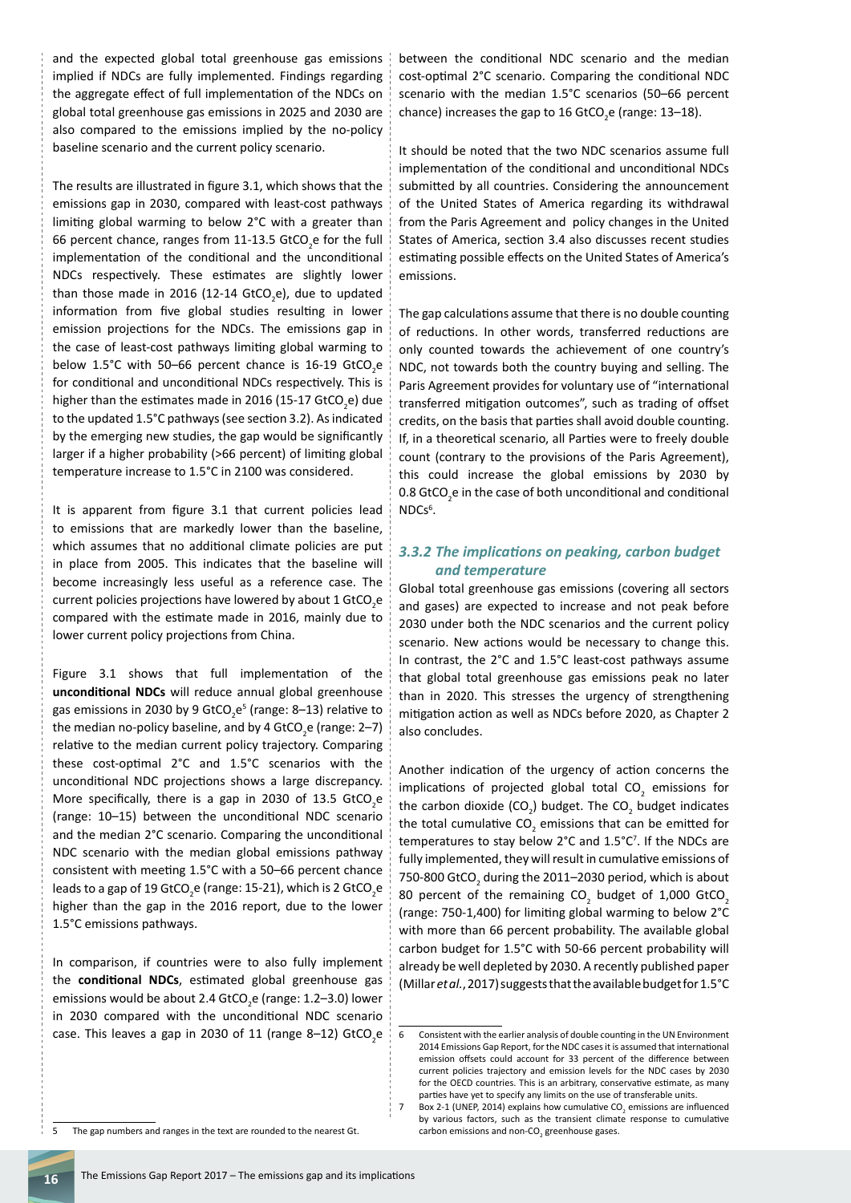and the expected global total greenhouse gas emissions implied if NDCs are fully implemented. Findings regarding the aggregate effect of full implementation of the NDCs on global total greenhouse gas emissions in 2025 and 2030 are also compared to the emissions implied by the no-policy baseline scenario and the current policy scenario.

The results are illustrated in figure 3.1, which shows that the emissions gap in 2030, compared with least-cost pathways limiting global warming to below 2°C with a greater than 66 percent chance, ranges from 11-13.5 $GtCO_2e$ for the full implementation of the conditional and the unconditional NDCs respectively. These estimates are slightly lower than those made in 2016 (12-14 $GtCO_2e$), due to updated information from five global studies resulting in lower emission projections for the NDCs. The emissions gap in the case of least-cost pathways limiting global warming to below 1.5°C with 50–66 percent chance is 16-19 $GtCO_2e$ for conditional and unconditional NDCs respectively. This is higher than the estimates made in 2016 (15-17 $GtCO_2e$) due to the updated 1.5°C pathways (see section 3.2). As indicated by the emerging new studies, the gap would be significantly larger if a higher probability (>66 percent) of limiting global temperature increase to 1.5°C in 2100 was considered.

It is apparent from figure 3.1 that current policies lead to emissions that are markedly lower than the baseline, which assumes that no additional climate policies are put in place from 2005. This indicates that the baseline will become increasingly less useful as a reference case. The current policies projections have lowered by about 1 $GtCO_2e$ compared with the estimate made in 2016, mainly due to lower current policy projections from China.

Figure 3.1 shows that full implementation of the **unconditional NDCs** will reduce annual global greenhouse gas emissions in 2030 by 9 $GtCO_2e$[5] (range: 8–13) relative to the median no-policy baseline, and by 4 $GtCO_2e$ (range: 2–7) relative to the median current policy trajectory. Comparing these cost-optimal 2°C and 1.5°C scenarios with the unconditional NDC projections shows a large discrepancy. More specifically, there is a gap in 2030 of 13.5 $GtCO_2e$ (range: 10–15) between the unconditional NDC scenario and the median 2°C scenario. Comparing the unconditional NDC scenario with the median global emissions pathway consistent with meeting 1.5°C with a 50–66 percent chance leads to a gap of 19 $GtCO_2e$ (range: 15-21), which is 2 $GtCO_2e$ higher than the gap in the 2016 report, due to the lower 1.5°C emissions pathways.

In comparison, if countries were to also fully implement the **conditional NDCs**, estimated global greenhouse gas emissions would be about 2.4 $GtCO_2e$ (range: 1.2–3.0) lower in 2030 compared with the unconditional NDC scenario case. This leaves a gap in 2030 of 11 (range 8–12) $GtCO_2e$ between the conditional NDC scenario and the median cost-optimal 2°C scenario. Comparing the conditional NDC scenario with the median 1.5°C scenarios (50–66 percent chance) increases the gap to 16 $GtCO_2e$ (range: 13–18).

It should be noted that the two NDC scenarios assume full implementation of the conditional and unconditional NDCs submitted by all countries. Considering the announcement of the United States of America regarding its withdrawal from the Paris Agreement and policy changes in the United States of America, section 3.4 also discusses recent studies estimating possible effects on the United States of America's emissions.

The gap calculations assume that there is no double counting of reductions. In other words, transferred reductions are only counted towards the achievement of one country's NDC, not towards both the country buying and selling. The Paris Agreement provides for voluntary use of "international transferred mitigation outcomes", such as trading of offset credits, on the basis that parties shall avoid double counting. If, in a theoretical scenario, all Parties were to freely double count (contrary to the provisions of the Paris Agreement), this could increase the global emissions by 2030 by 0.8 $GtCO_2e$ in the case of both unconditional and conditional NDCs[6].

### *3.3.2 The implications on peaking, carbon budget and temperature*

Global total greenhouse gas emissions (covering all sectors and gases) are expected to increase and not peak before 2030 under both the NDC scenarios and the current policy scenario. New actions would be necessary to change this. In contrast, the 2°C and 1.5°C least-cost pathways assume that global total greenhouse gas emissions peak no later than in 2020. This stresses the urgency of strengthening mitigation action as well as NDCs before 2020, as Chapter 2 also concludes.

Another indication of the urgency of action concerns the implications of projected global total $CO_2$ emissions for the carbon dioxide ($CO_2$) budget. The $CO_2$ budget indicates the total cumulative $CO_2$ emissions that can be emitted for temperatures to stay below 2°C and 1.5°C[7]. If the NDCs are fully implemented, they will result in cumulative emissions of 750-800 $GtCO_2$ during the 2011–2030 period, which is about 80 percent of the remaining $CO_2$ budget of 1,000 $GtCO_2$ (range: 750-1,400) for limiting global warming to below 2°C with more than 66 percent probability. The available global carbon budget for 1.5°C with 50-66 percent probability will already be well depleted by 2030. A recently published paper (Millar *et al.*, 2017) suggests that the available budget for 1.5°C

---

5 The gap numbers and ranges in the text are rounded to the nearest Gt.

6 Consistent with the earlier analysis of double counting in the UN Environment 2014 Emissions Gap Report, for the NDC cases it is assumed that international emission offsets could account for 33 percent of the difference between current policies trajectory and emission levels for the NDC cases by 2030 for the OECD countries. This is an arbitrary, conservative estimate, as many parties have yet to specify any limits on the use of transferable units.

7 Box 2-1 (UNEP, 2014) explains how cumulative $CO_2$ emissions are influenced by various factors, such as the transient climate response to cumulative carbon emissions and non-$CO_2$ greenhouse gases.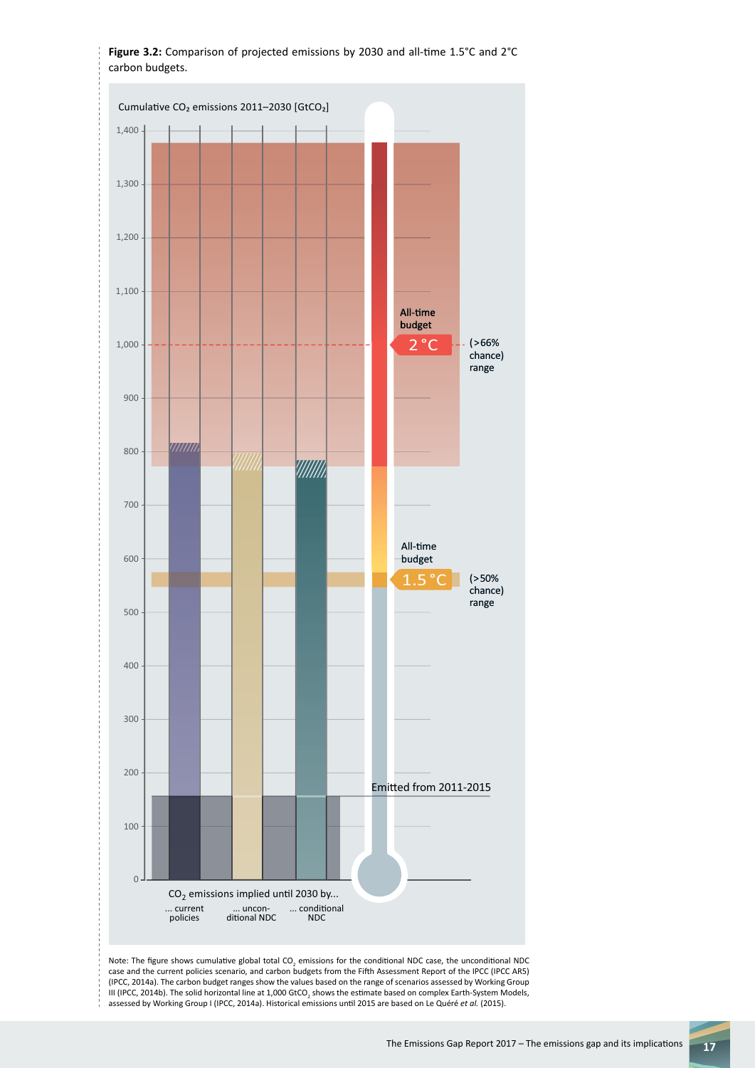**Figure 3.2:** Comparison of projected emissions by 2030 and all-time 1.5°C and 2°C carbon budgets.

Cumulative $CO_2$ emissions 2011–2030 [$GtCO_2$]

All-time budget 2 °C (>66% chance) range

All-time budget 1.5 °C (>50% chance) range

Emitted from 2011-2015

$CO_2$ emissions implied until 2030 by... ... current policies ... uncon­ditional NDC ... conditional NDC

Note: The figure shows cumulative global total $CO_2$ emissions for the conditional NDC case, the unconditional NDC case and the current policies scenario, and carbon budgets from the Fifth Assessment Report of the IPCC (IPCC AR5) (IPCC, 2014a). The carbon budget ranges show the values based on the range of scenarios assessed by Working Group III (IPCC, 2014b). The solid horizontal line at 1,000 $GtCO_2$ shows the estimate based on complex Earth-System Models, assessed by Working Group I (IPCC, 2014a). Historical emissions until 2015 are based on Le Quéré *et al.* (2015).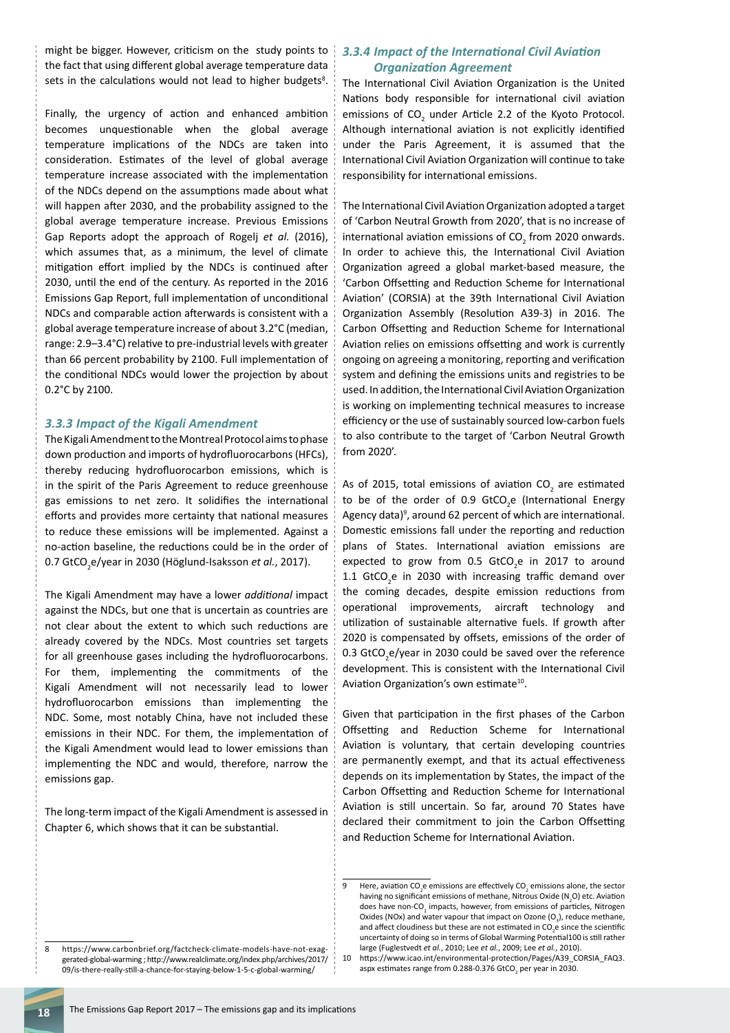might be bigger. However, criticism on the study points to the fact that using different global average temperature data sets in the calculations would not lead to higher budgets[8].

Finally, the urgency of action and enhanced ambition becomes unquestionable when the global average temperature implications of the NDCs are taken into consideration. Estimates of the level of global average temperature increase associated with the implementation of the NDCs depend on the assumptions made about what will happen after 2030, and the probability assigned to the global average temperature increase. Previous Emissions Gap Reports adopt the approach of Rogelj *et al.* (2016), which assumes that, as a minimum, the level of climate mitigation effort implied by the NDCs is continued after 2030, until the end of the century. As reported in the 2016 Emissions Gap Report, full implementation of unconditional NDCs and comparable action afterwards is consistent with a global average temperature increase of about 3.2°C (median, range: 2.9–3.4°C) relative to pre-industrial levels with greater than 66 percent probability by 2100. Full implementation of the conditional NDCs would lower the projection by about 0.2°C by 2100.

### *3.3.3 Impact of the Kigali Amendment*

The Kigali Amendment to the Montreal Protocol aims to phase down production and imports of hydrofluorocarbons (HFCs), thereby reducing hydrofluorocarbon emissions, which is in the spirit of the Paris Agreement to reduce greenhouse gas emissions to net zero. It solidifies the international efforts and provides more certainty that national measures to reduce these emissions will be implemented. Against a no-action baseline, the reductions could be in the order of 0.7 $GtCO_2e$/year in 2030 (Höglund-Isaksson *et al.*, 2017).

The Kigali Amendment may have a lower *additional* impact against the NDCs, but one that is uncertain as countries are not clear about the extent to which such reductions are already covered by the NDCs. Most countries set targets for all greenhouse gases including the hydrofluorocarbons. For them, implementing the commitments of the Kigali Amendment will not necessarily lead to lower hydrofluorocarbon emissions than implementing the NDC. Some, most notably China, have not included these emissions in their NDC. For them, the implementation of the Kigali Amendment would lead to lower emissions than implementing the NDC and would, therefore, narrow the emissions gap.

The long-term impact of the Kigali Amendment is assessed in Chapter 6, which shows that it can be substantial.

### *3.3.4 Impact of the International Civil Aviation Organization Agreement*

The International Civil Aviation Organization is the United Nations body responsible for international civil aviation emissions of $CO_2$ under Article 2.2 of the Kyoto Protocol. Although international aviation is not explicitly identified under the Paris Agreement, it is assumed that the International Civil Aviation Organization will continue to take responsibility for international emissions.

The International Civil Aviation Organization adopted a target of 'Carbon Neutral Growth from 2020', that is no increase of international aviation emissions of $CO_2$ from 2020 onwards. In order to achieve this, the International Civil Aviation Organization agreed a global market-based measure, the 'Carbon Offsetting and Reduction Scheme for International Aviation' (CORSIA) at the 39th International Civil Aviation Organization Assembly (Resolution A39-3) in 2016. The Carbon Offsetting and Reduction Scheme for International Aviation relies on emissions offsetting and work is currently ongoing on agreeing a monitoring, reporting and verification system and defining the emissions units and registries to be used. In addition, the International Civil Aviation Organization is working on implementing technical measures to increase efficiency or the use of sustainably sourced low-carbon fuels to also contribute to the target of 'Carbon Neutral Growth from 2020'.

As of 2015, total emissions of aviation $CO_2$ are estimated to be of the order of 0.9 $GtCO_2e$ (International Energy Agency data)[9], around 62 percent of which are international. Domestic emissions fall under the reporting and reduction plans of States. International aviation emissions are expected to grow from 0.5 $GtCO_2e$ in 2017 to around 1.1 $GtCO_2e$ in 2030 with increasing traffic demand over the coming decades, despite emission reductions from operational improvements, aircraft technology and utilization of sustainable alternative fuels. If growth after 2020 is compensated by offsets, emissions of the order of 0.3 $GtCO_2e$/year in 2030 could be saved over the reference development. This is consistent with the International Civil Aviation Organization's own estimate[10].

Given that participation in the first phases of the Carbon Offsetting and Reduction Scheme for International Aviation is voluntary, that certain developing countries are permanently exempt, and that its actual effectiveness depends on its implementation by States, the impact of the Carbon Offsetting and Reduction Scheme for International Aviation is still uncertain. So far, around 70 States have declared their commitment to join the Carbon Offsetting and Reduction Scheme for International Aviation.

---

8 https://www.carbonbrief.org/factcheck-climate-models-have-not-exaggerated-global-warming ; http://www.realclimate.org/index.php/archives/2017/09/is-there-really-still-a-chance-for-staying-below-1-5-c-global-warming/

9 Here, aviation $CO_2e$ emissions are effectively $CO_2$ emissions alone, the sector having no significant emissions of methane, Nitrous Oxide ($N_2O$) etc. Aviation does have non-$CO_2$ impacts, however, from emissions of particles, Nitrogen Oxides (NOx) and water vapour that impact on Ozone ($O_3$), reduce methane, and affect cloudiness but these are not estimated in $CO_2e$ since the scientific uncertainty of doing so in terms of Global Warming Potential100 is still rather large (Fuglestvedt *et al.*, 2010; Lee *et al.*, 2009; Lee *et al.*, 2010).

10 https://www.icao.int/environmental-protection/Pages/A39_CORSIA_FAQ3.aspx estimates range from 0.288-0.376 $GtCO_2$ per year in 2030.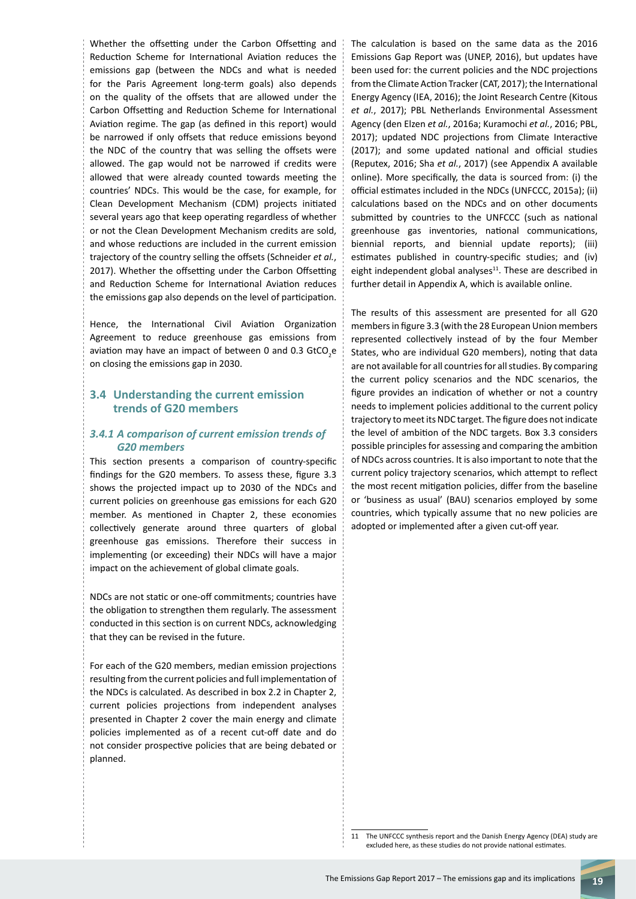Whether the offsetting under the Carbon Offsetting and Reduction Scheme for International Aviation reduces the emissions gap (between the NDCs and what is needed for the Paris Agreement long-term goals) also depends on the quality of the offsets that are allowed under the Carbon Offsetting and Reduction Scheme for International Aviation regime. The gap (as defined in this report) would be narrowed if only offsets that reduce emissions beyond the NDC of the country that was selling the offsets were allowed. The gap would not be narrowed if credits were allowed that were already counted towards meeting the countries' NDCs. This would be the case, for example, for Clean Development Mechanism (CDM) projects initiated several years ago that keep operating regardless of whether or not the Clean Development Mechanism credits are sold, and whose reductions are included in the current emission trajectory of the country selling the offsets (Schneider *et al.*, 2017). Whether the offsetting under the Carbon Offsetting and Reduction Scheme for International Aviation reduces the emissions gap also depends on the level of participation.

Hence, the International Civil Aviation Organization Agreement to reduce greenhouse gas emissions from aviation may have an impact of between 0 and 0.3 $GtCO_2e$ on closing the emissions gap in 2030.

## 3.4 Understanding the current emission trends of G20 members

### *3.4.1 A comparison of current emission trends of G20 members*

This section presents a comparison of country-specific findings for the G20 members. To assess these, figure 3.3 shows the projected impact up to 2030 of the NDCs and current policies on greenhouse gas emissions for each G20 member. As mentioned in Chapter 2, these economies collectively generate around three quarters of global greenhouse gas emissions. Therefore their success in implementing (or exceeding) their NDCs will have a major impact on the achievement of global climate goals.

NDCs are not static or one-off commitments; countries have the obligation to strengthen them regularly. The assessment conducted in this section is on current NDCs, acknowledging that they can be revised in the future.

For each of the G20 members, median emission projections resulting from the current policies and full implementation of the NDCs is calculated. As described in box 2.2 in Chapter 2, current policies projections from independent analyses presented in Chapter 2 cover the main energy and climate policies implemented as of a recent cut-off date and do not consider prospective policies that are being debated or planned.

The calculation is based on the same data as the 2016 Emissions Gap Report was (UNEP, 2016), but updates have been used for: the current policies and the NDC projections from the Climate Action Tracker (CAT, 2017); the International Energy Agency (IEA, 2016); the Joint Research Centre (Kitous *et al.*, 2017); PBL Netherlands Environmental Assessment Agency (den Elzen *et al.*, 2016a; Kuramochi *et al.*, 2016; PBL, 2017); updated NDC projections from Climate Interactive (2017); and some updated national and official studies (Reputex, 2016; Sha *et al.*, 2017) (see Appendix A available online). More specifically, the data is sourced from: (i) the official estimates included in the NDCs (UNFCCC, 2015a); (ii) calculations based on the NDCs and on other documents submitted by countries to the UNFCCC (such as national greenhouse gas inventories, national communications, biennial reports, and biennial update reports); (iii) estimates published in country-specific studies; and (iv) eight independent global analyses[11]. These are described in further detail in Appendix A, which is available online.

The results of this assessment are presented for all G20 members in figure 3.3 (with the 28 European Union members represented collectively instead of by the four Member States, who are individual G20 members), noting that data are not available for all countries for all studies. By comparing the current policy scenarios and the NDC scenarios, the figure provides an indication of whether or not a country needs to implement policies additional to the current policy trajectory to meet its NDC target. The figure does not indicate the level of ambition of the NDC targets. Box 3.3 considers possible principles for assessing and comparing the ambition of NDCs across countries. It is also important to note that the current policy trajectory scenarios, which attempt to reflect the most recent mitigation policies, differ from the baseline or 'business as usual' (BAU) scenarios employed by some countries, which typically assume that no new policies are adopted or implemented after a given cut-off year.

[11] The UNFCCC synthesis report and the Danish Energy Agency (DEA) study are excluded here, as these studies do not provide national estimates.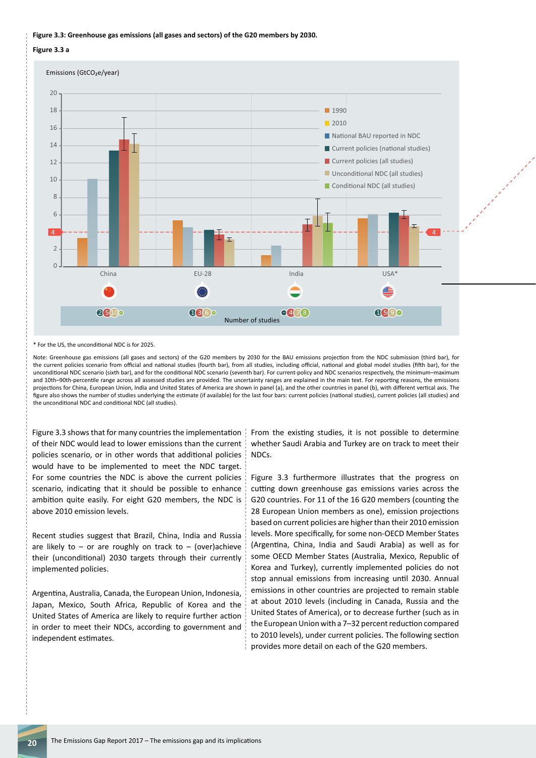**Figure 3.3: Greenhouse gas emissions (all gases and sectors) of the G20 members by 2030.**

**Figure 3.3 a**

Emissions ($GtCO_2e$/year)

1990
2010
National BAU reported in NDC
Current policies (national studies)
Current policies (all studies)
Unconditional NDC (all studies)
Conditional NDC (all studies)

China | EU-28 | India | USA*

Number of studies

\* For the US, the unconditional NDC is for 2025.

Note: Greenhouse gas emissions (all gases and sectors) of the G20 members by 2030 for the BAU emissions projection from the NDC submission (third bar), for the current policies scenario from official and national studies (fourth bar), from all studies, including official, national and global model studies (fifth bar), for the unconditional NDC scenario (sixth bar), and for the conditional NDC scenario (seventh bar). For current-policy and NDC scenarios respectively, the minimum–maximum and 10th–90th-percentile range across all assessed studies are provided. The uncertainty ranges are explained in the main text. For reporting reasons, the emissions projections for China, European Union, India and United States of America are shown in panel (a), and the other countries in panel (b), with different vertical axis. The figure also shows the number of studies underlying the estimate (if available) for the last four bars: current policies (national studies), current policies (all studies) and the unconditional NDC and conditional NDC (all studies).

Figure 3.3 shows that for many countries the implementation of their NDC would lead to lower emissions than the current policies scenario, or in other words that additional policies would have to be implemented to meet the NDC target. For some countries the NDC is above the current policies scenario, indicating that it should be possible to enhance ambition quite easily. For eight G20 members, the NDC is above 2010 emission levels.

Recent studies suggest that Brazil, China, India and Russia are likely to – or are roughly on track to – (over)achieve their (unconditional) 2030 targets through their currently implemented policies.

Argentina, Australia, Canada, the European Union, Indonesia, Japan, Mexico, South Africa, Republic of Korea and the United States of America are likely to require further action in order to meet their NDCs, according to government and independent estimates.

From the existing studies, it is not possible to determine whether Saudi Arabia and Turkey are on track to meet their NDCs.

Figure 3.3 furthermore illustrates that the progress on cutting down greenhouse gas emissions varies across the G20 countries. For 11 of the 16 G20 members (counting the 28 European Union members as one), emission projections based on current policies are higher than their 2010 emission levels. More specifically, for some non-OECD Member States (Argentina, China, India and Saudi Arabia) as well as for some OECD Member States (Australia, Mexico, Republic of Korea and Turkey), currently implemented policies do not stop annual emissions from increasing until 2030. Annual emissions in other countries are projected to remain stable at about 2010 levels (including in Canada, Russia and the United States of America), or to decrease further (such as in the European Union with a 7–32 percent reduction compared to 2010 levels), under current policies. The following section provides more detail on each of the G20 members.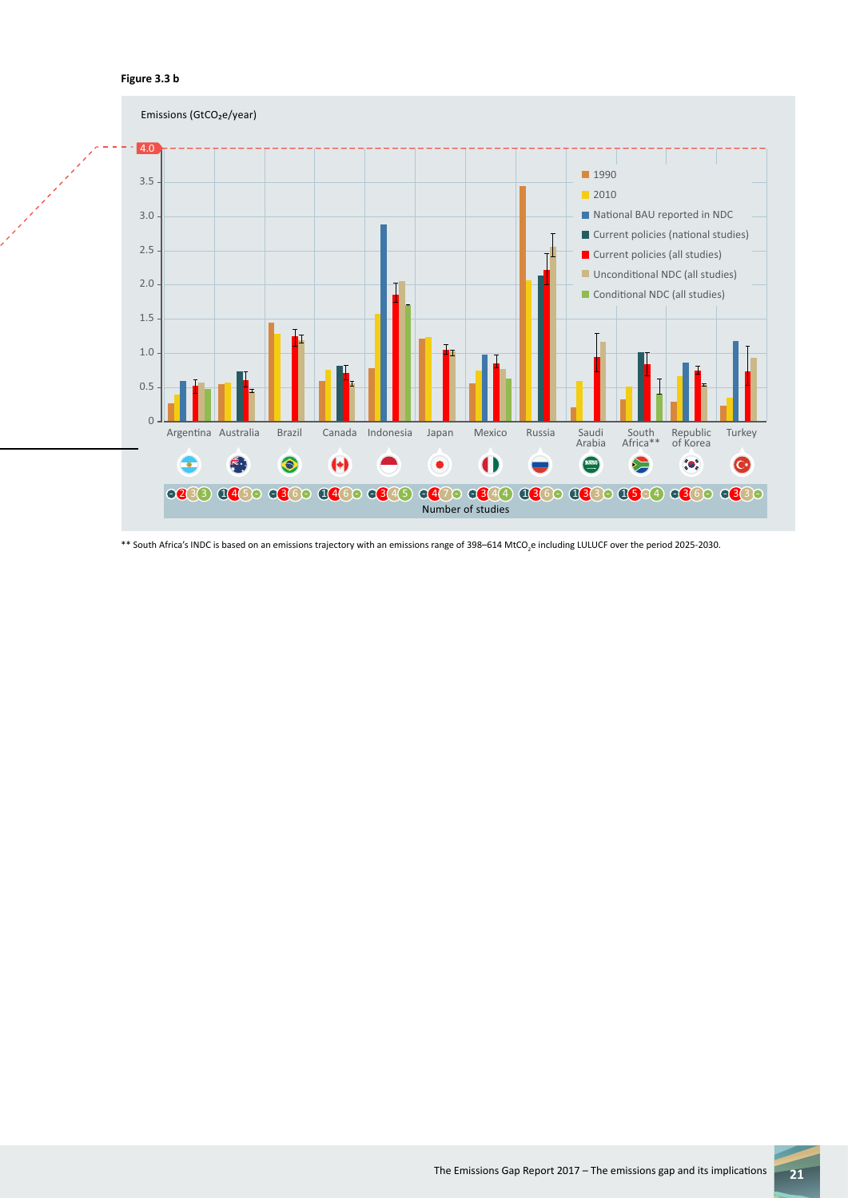**Figure 3.3 b**

Emissions ($GtCO_2e$/year)

Legend: 1990; 2010; National BAU reported in NDC; Current policies (national studies); Current policies (all studies); Unconditional NDC (all studies); Conditional NDC (all studies)

Countries: Argentina, Australia, Brazil, Canada, Indonesia, Japan, Mexico, Russia, Saudi Arabia, South Africa**, Republic of Korea, Turkey

Number of studies

** South Africa's INDC is based on an emissions trajectory with an emissions range of 398–614 $MtCO_2e$ including LULUCF over the period 2025-2030.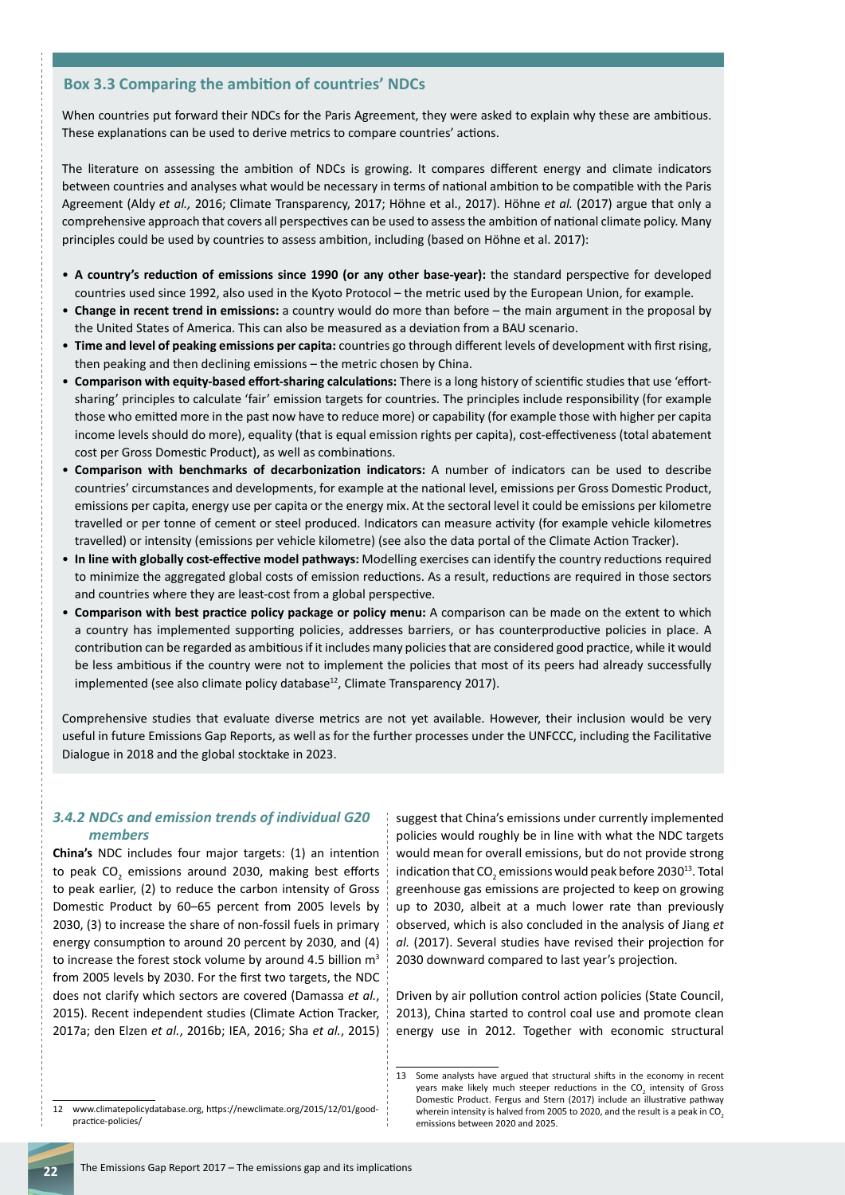## Box 3.3 Comparing the ambition of countries' NDCs

When countries put forward their NDCs for the Paris Agreement, they were asked to explain why these are ambitious. These explanations can be used to derive metrics to compare countries' actions.

The literature on assessing the ambition of NDCs is growing. It compares different energy and climate indicators between countries and analyses what would be necessary in terms of national ambition to be compatible with the Paris Agreement (Aldy *et al.,* 2016; Climate Transparency, 2017; Höhne et al., 2017). Höhne *et al.* (2017) argue that only a comprehensive approach that covers all perspectives can be used to assess the ambition of national climate policy. Many principles could be used by countries to assess ambition, including (based on Höhne et al. 2017):

- **A country's reduction of emissions since 1990 (or any other base-year):** the standard perspective for developed countries used since 1992, also used in the Kyoto Protocol – the metric used by the European Union, for example.
- **Change in recent trend in emissions:** a country would do more than before – the main argument in the proposal by the United States of America. This can also be measured as a deviation from a BAU scenario.
- **Time and level of peaking emissions per capita:** countries go through different levels of development with first rising, then peaking and then declining emissions – the metric chosen by China.
- **Comparison with equity-based effort-sharing calculations:** There is a long history of scientific studies that use 'effort-sharing' principles to calculate 'fair' emission targets for countries. The principles include responsibility (for example those who emitted more in the past now have to reduce more) or capability (for example those with higher per capita income levels should do more), equality (that is equal emission rights per capita), cost-effectiveness (total abatement cost per Gross Domestic Product), as well as combinations.
- **Comparison with benchmarks of decarbonization indicators:** A number of indicators can be used to describe countries' circumstances and developments, for example at the national level, emissions per Gross Domestic Product, emissions per capita, energy use per capita or the energy mix. At the sectoral level it could be emissions per kilometre travelled or per tonne of cement or steel produced. Indicators can measure activity (for example vehicle kilometres travelled) or intensity (emissions per vehicle kilometre) (see also the data portal of the Climate Action Tracker).
- **In line with globally cost-effective model pathways:** Modelling exercises can identify the country reductions required to minimize the aggregated global costs of emission reductions. As a result, reductions are required in those sectors and countries where they are least-cost from a global perspective.
- **Comparison with best practice policy package or policy menu:** A comparison can be made on the extent to which a country has implemented supporting policies, addresses barriers, or has counterproductive policies in place. A contribution can be regarded as ambitious if it includes many policies that are considered good practice, while it would be less ambitious if the country were not to implement the policies that most of its peers had already successfully implemented (see also climate policy database[12], Climate Transparency 2017).

Comprehensive studies that evaluate diverse metrics are not yet available. However, their inclusion would be very useful in future Emissions Gap Reports, as well as for the further processes under the UNFCCC, including the Facilitative Dialogue in 2018 and the global stocktake in 2023.

### *3.4.2 NDCs and emission trends of individual G20 members*

**China's** NDC includes four major targets: (1) an intention to peak $CO_2$ emissions around 2030, making best efforts to peak earlier, (2) to reduce the carbon intensity of Gross Domestic Product by 60–65 percent from 2005 levels by 2030, (3) to increase the share of non-fossil fuels in primary energy consumption to around 20 percent by 2030, and (4) to increase the forest stock volume by around 4.5 billion $m^3$ from 2005 levels by 2030. For the first two targets, the NDC does not clarify which sectors are covered (Damassa *et al.*, 2015). Recent independent studies (Climate Action Tracker, 2017a; den Elzen *et al.*, 2016b; IEA, 2016; Sha *et al.*, 2015) suggest that China's emissions under currently implemented policies would roughly be in line with what the NDC targets would mean for overall emissions, but do not provide strong indication that $CO_2$ emissions would peak before 2030[13]. Total greenhouse gas emissions are projected to keep on growing up to 2030, albeit at a much lower rate than previously observed, which is also concluded in the analysis of Jiang *et al.* (2017). Several studies have revised their projection for 2030 downward compared to last year's projection.

Driven by air pollution control action policies (State Council, 2013), China started to control coal use and promote clean energy use in 2012. Together with economic structural

---

12 www.climatepolicydatabase.org, https://newclimate.org/2015/12/01/good-practice-policies/

13 Some analysts have argued that structural shifts in the economy in recent years make likely much steeper reductions in the $CO_2$ intensity of Gross Domestic Product. Fergus and Stern (2017) include an illustrative pathway wherein intensity is halved from 2005 to 2020, and the result is a peak in $CO_2$ emissions between 2020 and 2025.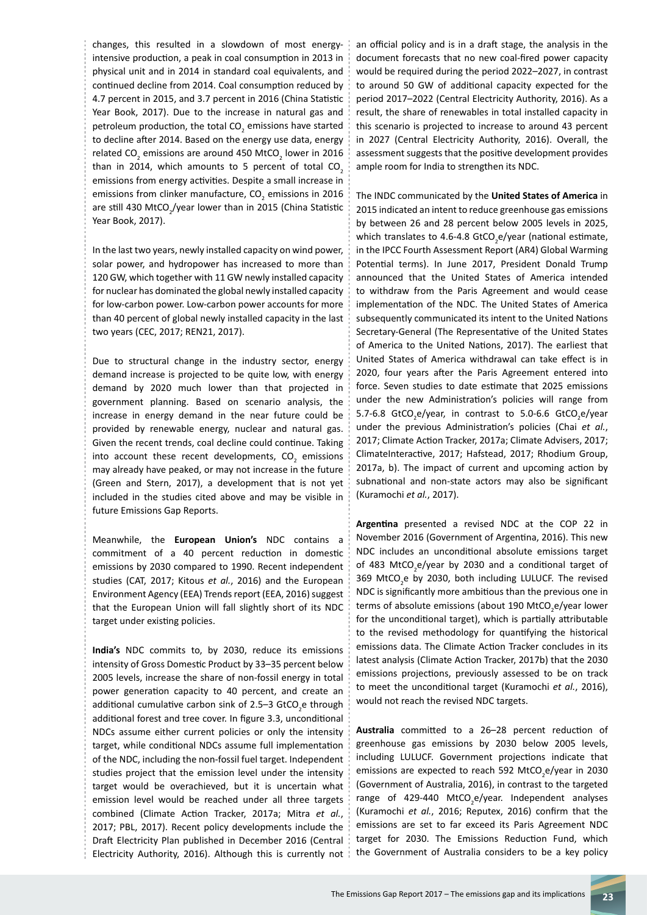changes, this resulted in a slowdown of most energy-intensive production, a peak in coal consumption in 2013 in physical unit and in 2014 in standard coal equivalents, and continued decline from 2014. Coal consumption reduced by 4.7 percent in 2015, and 3.7 percent in 2016 (China Statistic Year Book, 2017). Due to the increase in natural gas and petroleum production, the total $CO_2$ emissions have started to decline after 2014. Based on the energy use data, energy related $CO_2$ emissions are around 450 $MtCO_2$ lower in 2016 than in 2014, which amounts to 5 percent of total $CO_2$ emissions from energy activities. Despite a small increase in emissions from clinker manufacture, $CO_2$ emissions in 2016 are still 430 $MtCO_2$/year lower than in 2015 (China Statistic Year Book, 2017).

In the last two years, newly installed capacity on wind power, solar power, and hydropower has increased to more than 120 GW, which together with 11 GW newly installed capacity for nuclear has dominated the global newly installed capacity for low-carbon power. Low-carbon power accounts for more than 40 percent of global newly installed capacity in the last two years (CEC, 2017; REN21, 2017).

Due to structural change in the industry sector, energy demand increase is projected to be quite low, with energy demand by 2020 much lower than that projected in government planning. Based on scenario analysis, the increase in energy demand in the near future could be provided by renewable energy, nuclear and natural gas. Given the recent trends, coal decline could continue. Taking into account these recent developments, $CO_2$ emissions may already have peaked, or may not increase in the future (Green and Stern, 2017), a development that is not yet included in the studies cited above and may be visible in future Emissions Gap Reports.

Meanwhile, the **European Union's** NDC contains a commitment of a 40 percent reduction in domestic emissions by 2030 compared to 1990. Recent independent studies (CAT, 2017; Kitous *et al.*, 2016) and the European Environment Agency (EEA) Trends report (EEA, 2016) suggest that the European Union will fall slightly short of its NDC target under existing policies.

**India's** NDC commits to, by 2030, reduce its emissions intensity of Gross Domestic Product by 33–35 percent below 2005 levels, increase the share of non-fossil energy in total power generation capacity to 40 percent, and create an additional cumulative carbon sink of 2.5–3 $GtCO_2e$ through additional forest and tree cover. In figure 3.3, unconditional NDCs assume either current policies or only the intensity target, while conditional NDCs assume full implementation of the NDC, including the non-fossil fuel target. Independent studies project that the emission level under the intensity target would be overachieved, but it is uncertain what emission level would be reached under all three targets combined (Climate Action Tracker, 2017a; Mitra *et al.*, 2017; PBL, 2017). Recent policy developments include the Draft Electricity Plan published in December 2016 (Central Electricity Authority, 2016). Although this is currently not an official policy and is in a draft stage, the analysis in the document forecasts that no new coal-fired power capacity would be required during the period 2022–2027, in contrast to around 50 GW of additional capacity expected for the period 2017–2022 (Central Electricity Authority, 2016). As a result, the share of renewables in total installed capacity in this scenario is projected to increase to around 43 percent in 2027 (Central Electricity Authority, 2016). Overall, the assessment suggests that the positive development provides ample room for India to strengthen its NDC.

The INDC communicated by the **United States of America** in 2015 indicated an intent to reduce greenhouse gas emissions by between 26 and 28 percent below 2005 levels in 2025, which translates to 4.6-4.8 $GtCO_2e$/year (national estimate, in the IPCC Fourth Assessment Report (AR4) Global Warming Potential terms). In June 2017, President Donald Trump announced that the United States of America intended to withdraw from the Paris Agreement and would cease implementation of the NDC. The United States of America subsequently communicated its intent to the United Nations Secretary-General (The Representative of the United States of America to the United Nations, 2017). The earliest that United States of America withdrawal can take effect is in 2020, four years after the Paris Agreement entered into force. Seven studies to date estimate that 2025 emissions under the new Administration's policies will range from 5.7-6.8 $GtCO_2e$/year, in contrast to 5.0-6.6 $GtCO_2e$/year under the previous Administration's policies (Chai *et al.*, 2017; Climate Action Tracker, 2017a; Climate Advisers, 2017; ClimateInteractive, 2017; Hafstead, 2017; Rhodium Group, 2017a, b). The impact of current and upcoming action by subnational and non-state actors may also be significant (Kuramochi *et al.*, 2017).

**Argentina** presented a revised NDC at the COP 22 in November 2016 (Government of Argentina, 2016). This new NDC includes an unconditional absolute emissions target of 483 $MtCO_2e$/year by 2030 and a conditional target of 369 $MtCO_2e$ by 2030, both including LULUCF. The revised NDC is significantly more ambitious than the previous one in terms of absolute emissions (about 190 $MtCO_2e$/year lower for the unconditional target), which is partially attributable to the revised methodology for quantifying the historical emissions data. The Climate Action Tracker concludes in its latest analysis (Climate Action Tracker, 2017b) that the 2030 emissions projections, previously assessed to be on track to meet the unconditional target (Kuramochi *et al.*, 2016), would not reach the revised NDC targets.

**Australia** committed to a 26–28 percent reduction of greenhouse gas emissions by 2030 below 2005 levels, including LULUCF. Government projections indicate that emissions are expected to reach 592 $MtCO_2e$/year in 2030 (Government of Australia, 2016), in contrast to the targeted range of 429-440 $MtCO_2e$/year. Independent analyses (Kuramochi *et al.*, 2016; Reputex, 2016) confirm that the emissions are set to far exceed its Paris Agreement NDC target for 2030. The Emissions Reduction Fund, which the Government of Australia considers to be a key policy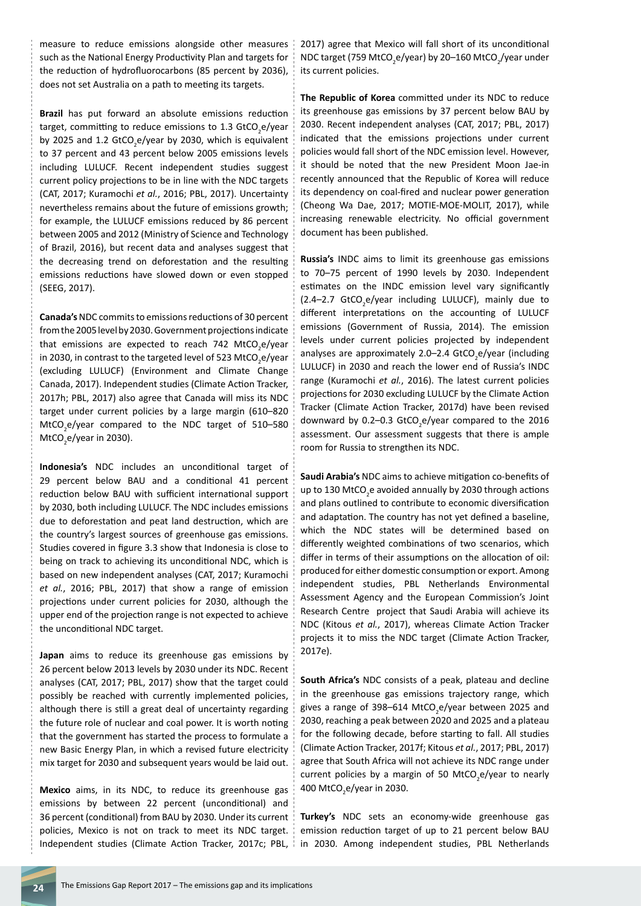measure to reduce emissions alongside other measures such as the National Energy Productivity Plan and targets for the reduction of hydrofluorocarbons (85 percent by 2036), does not set Australia on a path to meeting its targets.

**Brazil** has put forward an absolute emissions reduction target, committing to reduce emissions to 1.3 $GtCO_2e$/year by 2025 and 1.2 $GtCO_2e$/year by 2030, which is equivalent to 37 percent and 43 percent below 2005 emissions levels including LULUCF. Recent independent studies suggest current policy projections to be in line with the NDC targets (CAT, 2017; Kuramochi *et al.*, 2016; PBL, 2017). Uncertainty nevertheless remains about the future of emissions growth; for example, the LULUCF emissions reduced by 86 percent between 2005 and 2012 (Ministry of Science and Technology of Brazil, 2016), but recent data and analyses suggest that the decreasing trend on deforestation and the resulting emissions reductions have slowed down or even stopped (SEEG, 2017).

**Canada's** NDC commits to emissions reductions of 30 percent from the 2005 level by 2030. Government projections indicate that emissions are expected to reach 742 $MtCO_2e$/year in 2030, in contrast to the targeted level of 523 $MtCO_2e$/year (excluding LULUCF) (Environment and Climate Change Canada, 2017). Independent studies (Climate Action Tracker, 2017h; PBL, 2017) also agree that Canada will miss its NDC target under current policies by a large margin (610–820 $MtCO_2e$/year compared to the NDC target of 510–580 $MtCO_2e$/year in 2030).

**Indonesia's** NDC includes an unconditional target of 29 percent below BAU and a conditional 41 percent reduction below BAU with sufficient international support by 2030, both including LULUCF. The NDC includes emissions due to deforestation and peat land destruction, which are the country's largest sources of greenhouse gas emissions. Studies covered in figure 3.3 show that Indonesia is close to being on track to achieving its unconditional NDC, which is based on new independent analyses (CAT, 2017; Kuramochi *et al.*, 2016; PBL, 2017) that show a range of emission projections under current policies for 2030, although the upper end of the projection range is not expected to achieve the unconditional NDC target.

**Japan** aims to reduce its greenhouse gas emissions by 26 percent below 2013 levels by 2030 under its NDC. Recent analyses (CAT, 2017; PBL, 2017) show that the target could possibly be reached with currently implemented policies, although there is still a great deal of uncertainty regarding the future role of nuclear and coal power. It is worth noting that the government has started the process to formulate a new Basic Energy Plan, in which a revised future electricity mix target for 2030 and subsequent years would be laid out.

**Mexico** aims, in its NDC, to reduce its greenhouse gas emissions by between 22 percent (unconditional) and 36 percent (conditional) from BAU by 2030. Under its current policies, Mexico is not on track to meet its NDC target. Independent studies (Climate Action Tracker, 2017c; PBL, 2017) agree that Mexico will fall short of its unconditional NDC target (759 $MtCO_2e$/year) by 20–160 $MtCO_2$/year under its current policies.

**The Republic of Korea** committed under its NDC to reduce its greenhouse gas emissions by 37 percent below BAU by 2030. Recent independent analyses (CAT, 2017; PBL, 2017) indicated that the emissions projections under current policies would fall short of the NDC emission level. However, it should be noted that the new President Moon Jae-in recently announced that the Republic of Korea will reduce its dependency on coal-fired and nuclear power generation (Cheong Wa Dae, 2017; MOTIE-MOE-MOLIT, 2017), while increasing renewable electricity. No official government document has been published.

**Russia's** INDC aims to limit its greenhouse gas emissions to 70–75 percent of 1990 levels by 2030. Independent estimates on the INDC emission level vary significantly (2.4–2.7 $GtCO_2e$/year including LULUCF), mainly due to different interpretations on the accounting of LULUCF emissions (Government of Russia, 2014). The emission levels under current policies projected by independent analyses are approximately 2.0–2.4 $GtCO_2e$/year (including LULUCF) in 2030 and reach the lower end of Russia's INDC range (Kuramochi *et al.*, 2016). The latest current policies projections for 2030 excluding LULUCF by the Climate Action Tracker (Climate Action Tracker, 2017d) have been revised downward by 0.2–0.3 $GtCO_2e$/year compared to the 2016 assessment. Our assessment suggests that there is ample room for Russia to strengthen its NDC.

**Saudi Arabia's** NDC aims to achieve mitigation co-benefits of up to 130 $MtCO_2e$ avoided annually by 2030 through actions and plans outlined to contribute to economic diversification and adaptation. The country has not yet defined a baseline, which the NDC states will be determined based on differently weighted combinations of two scenarios, which differ in terms of their assumptions on the allocation of oil: produced for either domestic consumption or export. Among independent studies, PBL Netherlands Environmental Assessment Agency and the European Commission's Joint Research Centre project that Saudi Arabia will achieve its NDC (Kitous *et al.*, 2017), whereas Climate Action Tracker projects it to miss the NDC target (Climate Action Tracker, 2017e).

**South Africa's** NDC consists of a peak, plateau and decline in the greenhouse gas emissions trajectory range, which gives a range of 398–614 $MtCO_2e$/year between 2025 and 2030, reaching a peak between 2020 and 2025 and a plateau for the following decade, before starting to fall. All studies (Climate Action Tracker, 2017f; Kitous *et al.*, 2017; PBL, 2017) agree that South Africa will not achieve its NDC range under current policies by a margin of 50 $MtCO_2e$/year to nearly 400 $MtCO_2e$/year in 2030.

**Turkey's** NDC sets an economy-wide greenhouse gas emission reduction target of up to 21 percent below BAU in 2030. Among independent studies, PBL Netherlands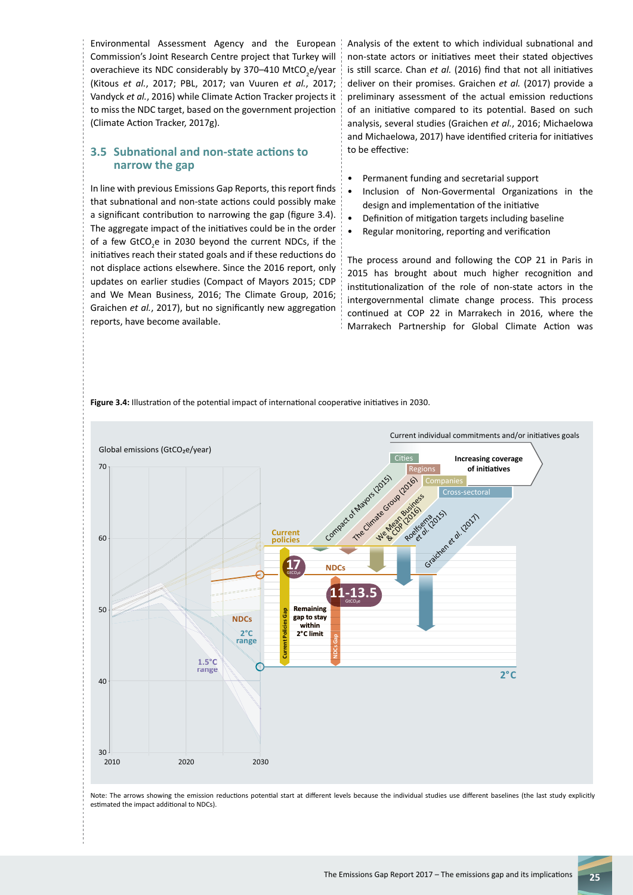Environmental Assessment Agency and the European Commission's Joint Research Centre project that Turkey will overachieve its NDC considerably by 370–410 $MtCO_2e$/year (Kitous *et al.*, 2017; PBL, 2017; van Vuuren *et al.*, 2017; Vandyck *et al.*, 2016) while Climate Action Tracker projects it to miss the NDC target, based on the government projection (Climate Action Tracker, 2017g).

## 3.5 Subnational and non-state actions to narrow the gap

In line with previous Emissions Gap Reports, this report finds that subnational and non-state actions could possibly make a significant contribution to narrowing the gap (figure 3.4). The aggregate impact of the initiatives could be in the order of a few $GtCO_2e$ in 2030 beyond the current NDCs, if the initiatives reach their stated goals and if these reductions do not displace actions elsewhere. Since the 2016 report, only updates on earlier studies (Compact of Mayors 2015; CDP and We Mean Business, 2016; The Climate Group, 2016; Graichen *et al.*, 2017), but no significantly new aggregation reports, have become available.

Analysis of the extent to which individual subnational and non-state actors or initiatives meet their stated objectives is still scarce. Chan *et al.* (2016) find that not all initiatives deliver on their promises. Graichen *et al.* (2017) provide a preliminary assessment of the actual emission reductions of an initiative compared to its potential. Based on such analysis, several studies (Graichen *et al.*, 2016; Michaelowa and Michaelowa, 2017) have identified criteria for initiatives to be effective:

- Permanent funding and secretarial support
- Inclusion of Non-Govermental Organizations in the design and implementation of the initiative
- Definition of mitigation targets including baseline
- Regular monitoring, reporting and verification

The process around and following the COP 21 in Paris in 2015 has brought about much higher recognition and institutionalization of the role of non-state actors in the intergovernmental climate change process. This process continued at COP 22 in Marrakech in 2016, where the Marrakech Partnership for Global Climate Action was

**Figure 3.4:** Illustration of the potential impact of international cooperative initiatives in 2030.

Note: The arrows showing the emission reductions potential start at different levels because the individual studies use different baselines (the last study explicitly estimated the impact additional to NDCs).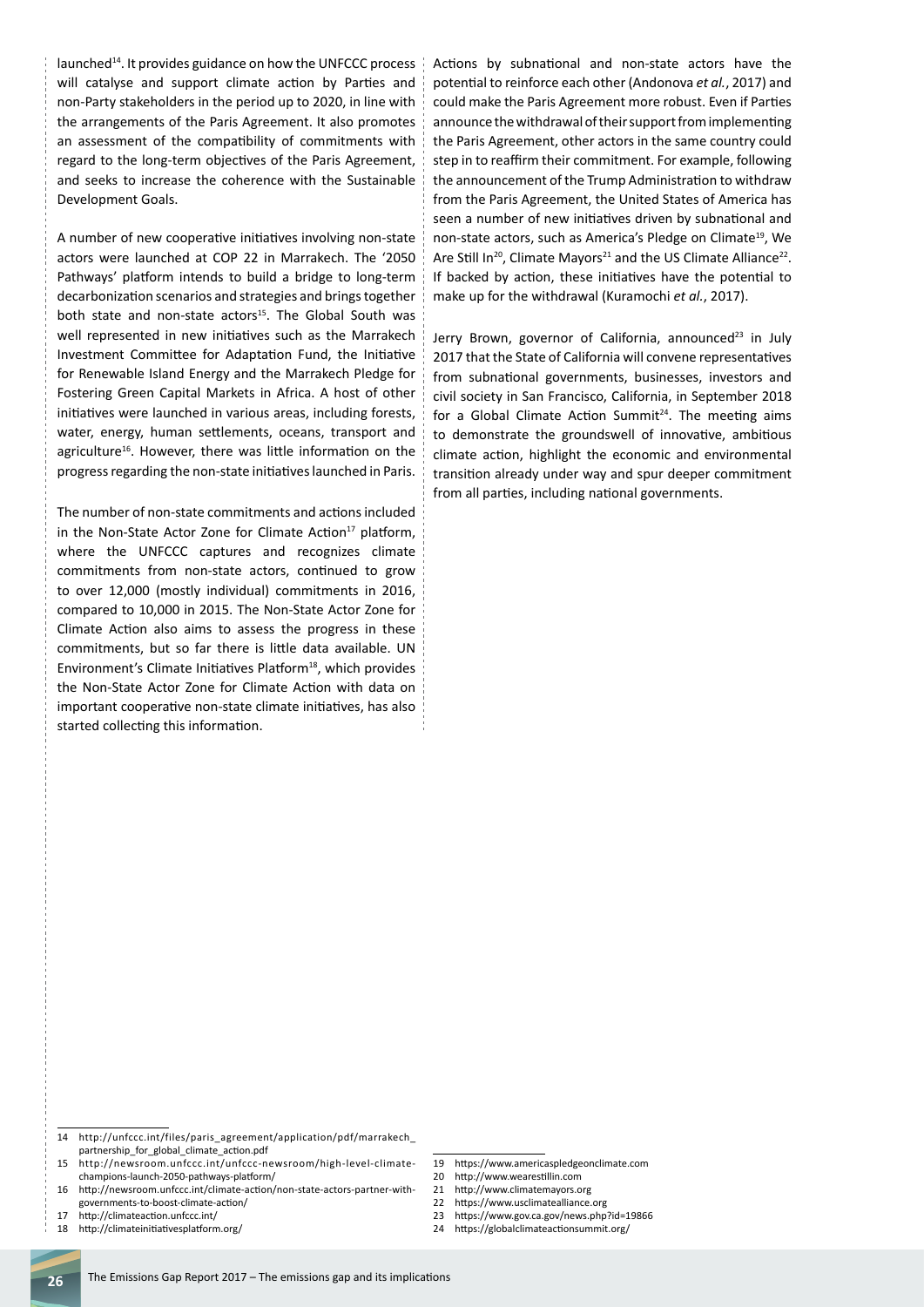launched[14]. It provides guidance on how the UNFCCC process will catalyse and support climate action by Parties and non-Party stakeholders in the period up to 2020, in line with the arrangements of the Paris Agreement. It also promotes an assessment of the compatibility of commitments with regard to the long-term objectives of the Paris Agreement, and seeks to increase the coherence with the Sustainable Development Goals.

A number of new cooperative initiatives involving non-state actors were launched at COP 22 in Marrakech. The '2050 Pathways' platform intends to build a bridge to long-term decarbonization scenarios and strategies and brings together both state and non-state actors[15]. The Global South was well represented in new initiatives such as the Marrakech Investment Committee for Adaptation Fund, the Initiative for Renewable Island Energy and the Marrakech Pledge for Fostering Green Capital Markets in Africa. A host of other initiatives were launched in various areas, including forests, water, energy, human settlements, oceans, transport and agriculture[16]. However, there was little information on the progress regarding the non-state initiatives launched in Paris.

The number of non-state commitments and actions included in the Non-State Actor Zone for Climate Action[17] platform, where the UNFCCC captures and recognizes climate commitments from non-state actors, continued to grow to over 12,000 (mostly individual) commitments in 2016, compared to 10,000 in 2015. The Non-State Actor Zone for Climate Action also aims to assess the progress in these commitments, but so far there is little data available. UN Environment's Climate Initiatives Platform[18], which provides the Non-State Actor Zone for Climate Action with data on important cooperative non-state climate initiatives, has also started collecting this information.

Actions by subnational and non-state actors have the potential to reinforce each other (Andonova *et al.*, 2017) and could make the Paris Agreement more robust. Even if Parties announce the withdrawal of their support from implementing the Paris Agreement, other actors in the same country could step in to reaffirm their commitment. For example, following the announcement of the Trump Administration to withdraw from the Paris Agreement, the United States of America has seen a number of new initiatives driven by subnational and non-state actors, such as America's Pledge on Climate[19], We Are Still In[20], Climate Mayors[21] and the US Climate Alliance[22]. If backed by action, these initiatives have the potential to make up for the withdrawal (Kuramochi *et al.*, 2017).

Jerry Brown, governor of California, announced[23] in July 2017 that the State of California will convene representatives from subnational governments, businesses, investors and civil society in San Francisco, California, in September 2018 for a Global Climate Action Summit[24]. The meeting aims to demonstrate the groundswell of innovative, ambitious climate action, highlight the economic and environmental transition already under way and spur deeper commitment from all parties, including national governments.

---

14 http://unfccc.int/files/paris_agreement/application/pdf/marrakech_partnership_for_global_climate_action.pdf

15 http://newsroom.unfccc.int/unfccc-newsroom/high-level-climate-champions-launch-2050-pathways-platform/

16 http://newsroom.unfccc.int/climate-action/non-state-actors-partner-with-governments-to-boost-climate-action/

17 http://climateaction.unfccc.int/

18 http://climateinitiativesplatform.org/

19 https://www.americaspledgeonclimate.com

20 http://www.wearestillin.com

21 http://www.climatemayors.org

22 https://www.usclimatealliance.org

23 https://www.gov.ca.gov/news.php?id=19866

24 https://globalclimateactionsummit.org/